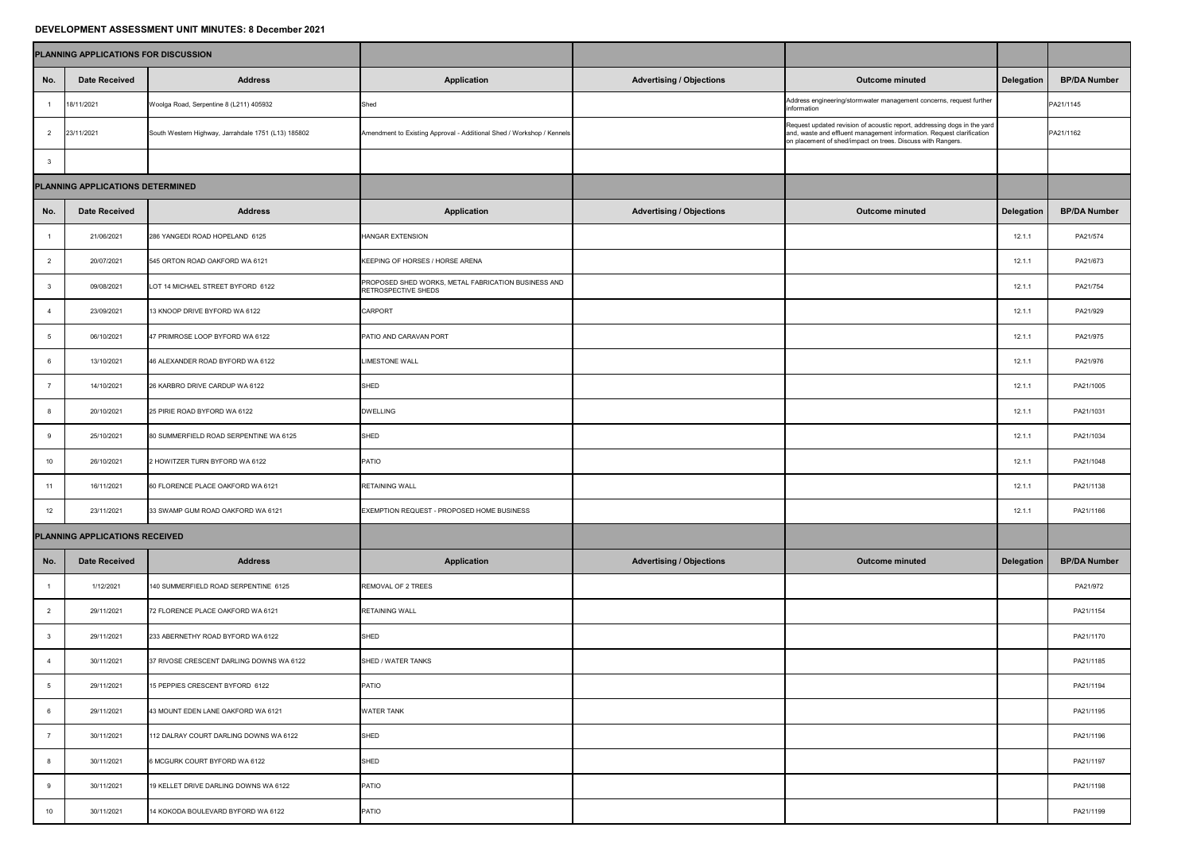# DEVELOPMENT ASSESSMENT UNIT MINUTES: 8 December 2021

| PLANNING APPLICATIONS FOR DISCUSSION | | | | | | | |
|---|---|---|---|---|---|---|---|
| No. | Date Received | Address | Application | Advertising / Objections | Outcome minuted | Delegation | BP/DA Number |
| 1 | 18/11/2021 | Woolga Road, Serpentine 8 (L211) 405932 | Shed | | Address engineering/stormwater management concerns, request further information | | PA21/1145 |
| 2 | 23/11/2021 | South Western Highway, Jarrahdale 1751 (L13) 185802 | Amendment to Existing Approval - Additional Shed / Workshop / Kennels | | Request updated revision of acoustic report, addressing dogs in the yard and, waste and effluent management information. Request clarification on placement of shed/impact on trees. Discuss with Rangers. | | PA21/1162 |
| 3 | | | | | | | |
| **PLANNING APPLICATIONS DETERMINED** | | | | | | | |
| No. | Date Received | Address | Application | Advertising / Objections | Outcome minuted | Delegation | BP/DA Number |
| 1 | 21/06/2021 | 286 YANGEDI ROAD HOPELAND 6125 | HANGAR EXTENSION | | | 12.1.1 | PA21/574 |
| 2 | 20/07/2021 | 545 ORTON ROAD OAKFORD WA 6121 | KEEPING OF HORSES / HORSE ARENA | | | 12.1.1 | PA21/673 |
| 3 | 09/08/2021 | LOT 14 MICHAEL STREET BYFORD 6122 | PROPOSED SHED WORKS, METAL FABRICATION BUSINESS AND RETROSPECTIVE SHEDS | | | 12.1.1 | PA21/754 |
| 4 | 23/09/2021 | 13 KNOOP DRIVE BYFORD WA 6122 | CARPORT | | | 12.1.1 | PA21/929 |
| 5 | 06/10/2021 | 47 PRIMROSE LOOP BYFORD WA 6122 | PATIO AND CARAVAN PORT | | | 12.1.1 | PA21/975 |
| 6 | 13/10/2021 | 46 ALEXANDER ROAD BYFORD WA 6122 | LIMESTONE WALL | | | 12.1.1 | PA21/976 |
| 7 | 14/10/2021 | 26 KARBRO DRIVE CARDUP WA 6122 | SHED | | | 12.1.1 | PA21/1005 |
| 8 | 20/10/2021 | 25 PIRIE ROAD BYFORD WA 6122 | DWELLING | | | 12.1.1 | PA21/1031 |
| 9 | 25/10/2021 | 80 SUMMERFIELD ROAD SERPENTINE WA 6125 | SHED | | | 12.1.1 | PA21/1034 |
| 10 | 26/10/2021 | 2 HOWITZER TURN BYFORD WA 6122 | PATIO | | | 12.1.1 | PA21/1048 |
| 11 | 16/11/2021 | 60 FLORENCE PLACE OAKFORD WA 6121 | RETAINING WALL | | | 12.1.1 | PA21/1138 |
| 12 | 23/11/2021 | 33 SWAMP GUM ROAD OAKFORD WA 6121 | EXEMPTION REQUEST - PROPOSED HOME BUSINESS | | | 12.1.1 | PA21/1166 |
| **PLANNING APPLICATIONS RECEIVED** | | | | | | | |
| No. | Date Received | Address | Application | Advertising / Objections | Outcome minuted | Delegation | BP/DA Number |
| 1 | 1/12/2021 | 140 SUMMERFIELD ROAD SERPENTINE 6125 | REMOVAL OF 2 TREES | | | | PA21/972 |
| 2 | 29/11/2021 | 72 FLORENCE PLACE OAKFORD WA 6121 | RETAINING WALL | | | | PA21/1154 |
| 3 | 29/11/2021 | 233 ABERNETHY ROAD BYFORD WA 6122 | SHED | | | | PA21/1170 |
| 4 | 30/11/2021 | 37 RIVOSE CRESCENT DARLING DOWNS WA 6122 | SHED / WATER TANKS | | | | PA21/1185 |
| 5 | 29/11/2021 | 15 PEPPIES CRESCENT BYFORD 6122 | PATIO | | | | PA21/1194 |
| 6 | 29/11/2021 | 43 MOUNT EDEN LANE OAKFORD WA 6121 | WATER TANK | | | | PA21/1195 |
| 7 | 30/11/2021 | 112 DALRAY COURT DARLING DOWNS WA 6122 | SHED | | | | PA21/1196 |
| 8 | 30/11/2021 | 6 MCGURK COURT BYFORD WA 6122 | SHED | | | | PA21/1197 |
| 9 | 30/11/2021 | 19 KELLET DRIVE DARLING DOWNS WA 6122 | PATIO | | | | PA21/1198 |
| 10 | 30/11/2021 | 14 KOKODA BOULEVARD BYFORD WA 6122 | PATIO | | | | PA21/1199 |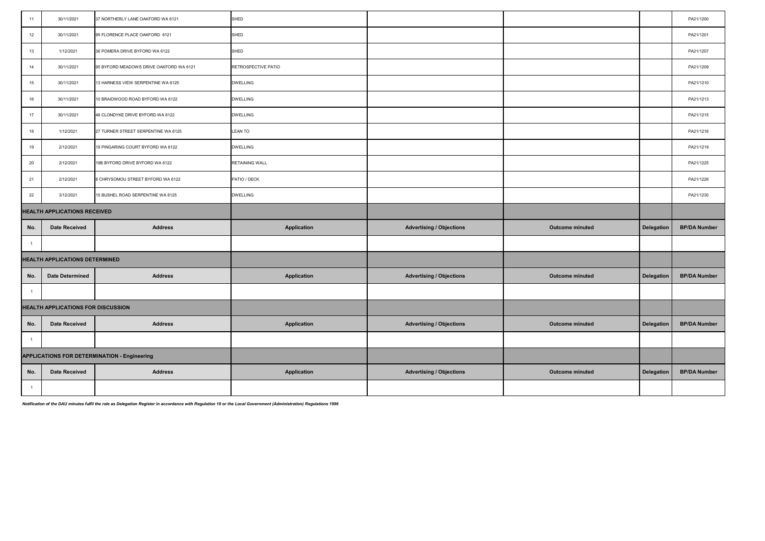| | | | | | | | |
|---|---|---|---|---|---|---|---|
| 11 | 30/11/2021 | 37 NORTHERLY LANE OAKFORD WA 6121 | SHED | | | | PA21/1200 |
| 12 | 30/11/2021 | 95 FLORENCE PLACE OAKFORD 6121 | SHED | | | | PA21/1201 |
| 13 | 1/12/2021 | 36 POMERA DRIVE BYFORD WA 6122 | SHED | | | | PA21/1207 |
| 14 | 30/11/2021 | 95 BYFORD MEADOWS DRIVE OAKFORD WA 6121 | RETROSPECTIVE PATIO | | | | PA21/1209 |
| 15 | 30/11/2021 | 13 HARNESS VIEW SERPENTINE WA 6125 | DWELLING | | | | PA21/1210 |
| 16 | 30/11/2021 | 10 BRAIDWOOD ROAD BYFORD WA 6122 | DWELLING | | | | PA21/1213 |
| 17 | 30/11/2021 | 46 CLONDYKE DRIVE BYFORD WA 6122 | DWELLING | | | | PA21/1215 |
| 18 | 1/12/2021 | 27 TURNER STREET SERPENTINE WA 6125 | LEAN TO | | | | PA21/1216 |
| 19 | 2/12/2021 | 19 PINGARING COURT BYFORD WA 6122 | DWELLING | | | | PA21/1219 |
| 20 | 2/12/2021 | 19B BYFORD DRIVE BYFORD WA 6122 | RETAINING WALL | | | | PA21/1225 |
| 21 | 2/12/2021 | 8 CHRYSOMOU STREET BYFORD WA 6122 | PATIO / DECK | | | | PA21/1226 |
| 22 | 3/12/2021 | 15 BUSHEL ROAD SERPENTINE WA 6125 | DWELLING | | | | PA21/1230 |

**HEALTH APPLICATIONS RECEIVED**

| No. | Date Received | Address | Application | Advertising / Objections | Outcome minuted | Delegation | BP/DA Number |
|---|---|---|---|---|---|---|---|
| 1 | | | | | | | |

**HEALTH APPLICATIONS DETERMINED**

| No. | Date Determined | Address | Application | Advertising / Objections | Outcome minuted | Delegation | BP/DA Number |
|---|---|---|---|---|---|---|---|
| 1 | | | | | | | |

**HEALTH APPLICATIONS FOR DISCUSSION**

| No. | Date Received | Address | Application | Advertising / Objections | Outcome minuted | Delegation | BP/DA Number |
|---|---|---|---|---|---|---|---|
| 1 | | | | | | | |

**APPLICATIONS FOR DETERMINATION - Engineering**

| No. | Date Received | Address | Application | Advertising / Objections | Outcome minuted | Delegation | BP/DA Number |
|---|---|---|---|---|---|---|---|
| 1 | | | | | | | |

***Notification of the DAU minutes fulfil the role as Delegation Register in accordance with Regulation 19 or the Local Government (Administration) Regulations 1996***